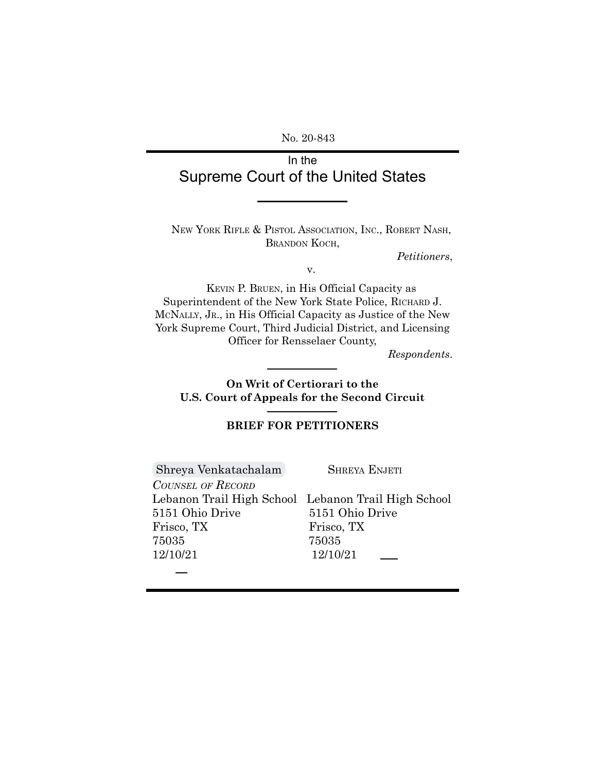No. 20-843

# In the Supreme Court of the United States

NEW YORK RIFLE & PISTOL ASSOCIATION, INC., ROBERT NASH, BRANDON KOCH,

*Petitioners*,

v.

KEVIN P. BRUEN, in His Official Capacity as Superintendent of the New York State Police, RICHARD J. MCNALLY, JR., in His Official Capacity as Justice of the New York Supreme Court, Third Judicial District, and Licensing Officer for Rensselaer County,

*Respondents*.

**On Writ of Certiorari to the U.S. Court of Appeals for the Second Circuit**

**BRIEF FOR PETITIONERS**

Shreya Venkatachalam
*COUNSEL OF RECORD*
Lebanon Trail High School
5151 Ohio Drive
Frisco, TX
75035
12/10/21

SHREYA ENJETI
Lebanon Trail High School
5151 Ohio Drive
Frisco, TX
75035
12/10/21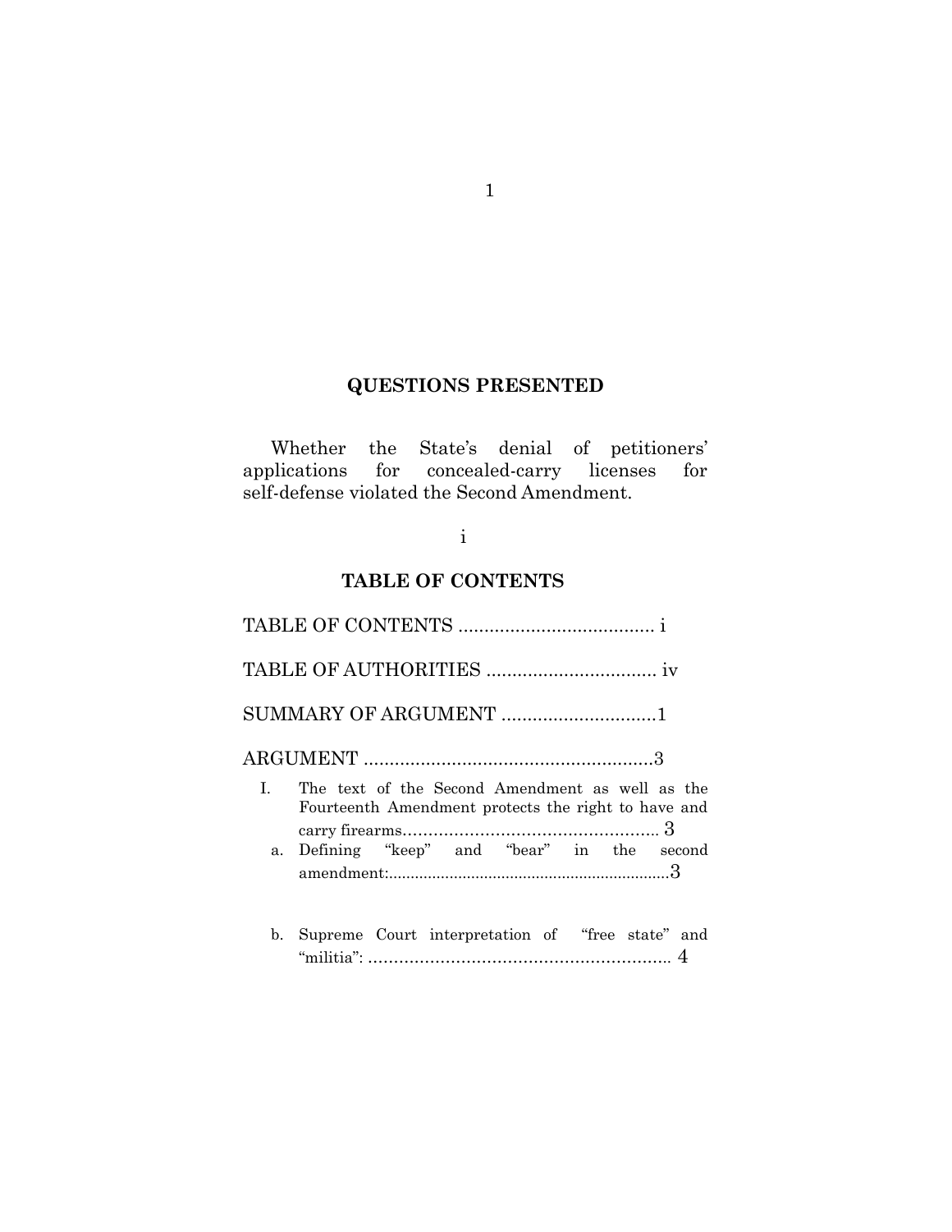## QUESTIONS PRESENTED

Whether the State's denial of petitioners' applications for concealed-carry licenses for self-defense violated the Second Amendment.

## TABLE OF CONTENTS

TABLE OF CONTENTS ..................................... i

TABLE OF AUTHORITIES ................................. iv

SUMMARY OF ARGUMENT ..............................1

ARGUMENT ........................................................3

I. The text of the Second Amendment as well as the Fourteenth Amendment protects the right to have and carry firearms………………………………………….. 3

a. Defining "keep" and "bear" in the second amendment:.................................................................3

b. Supreme Court interpretation of "free state" and "militia": ………………………………………………….. 4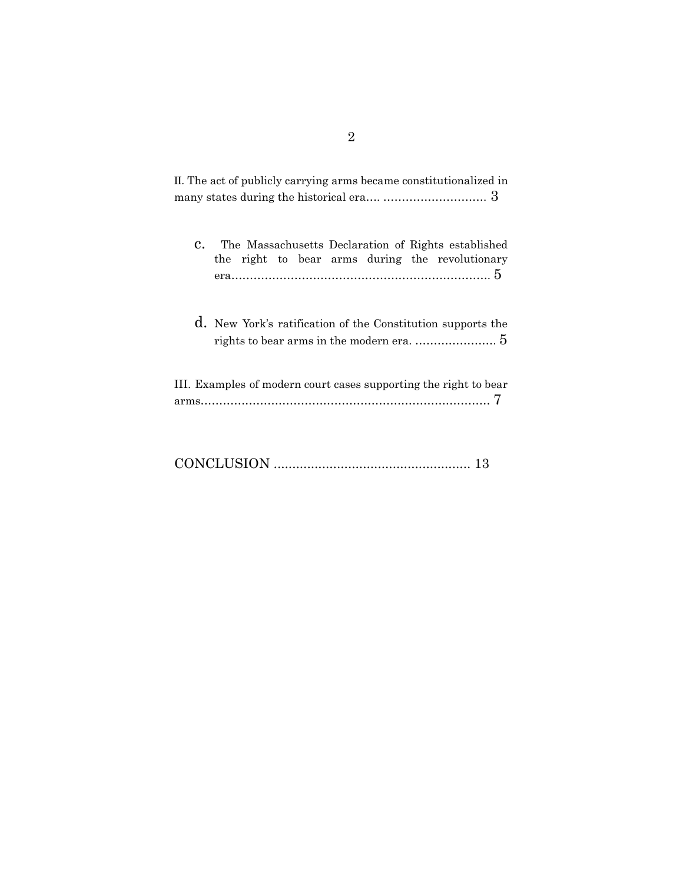II. The act of publicly carrying arms became constitutionalized in many states during the historical era.... ............................ 3

- c. The Massachusetts Declaration of Rights established the right to bear arms during the revolutionary era....................................................................... 5

- d. New York's ratification of the Constitution supports the rights to bear arms in the modern era. ...................... 5

III. Examples of modern court cases supporting the right to bear arms............................................................................... 7

CONCLUSION .................................................... 13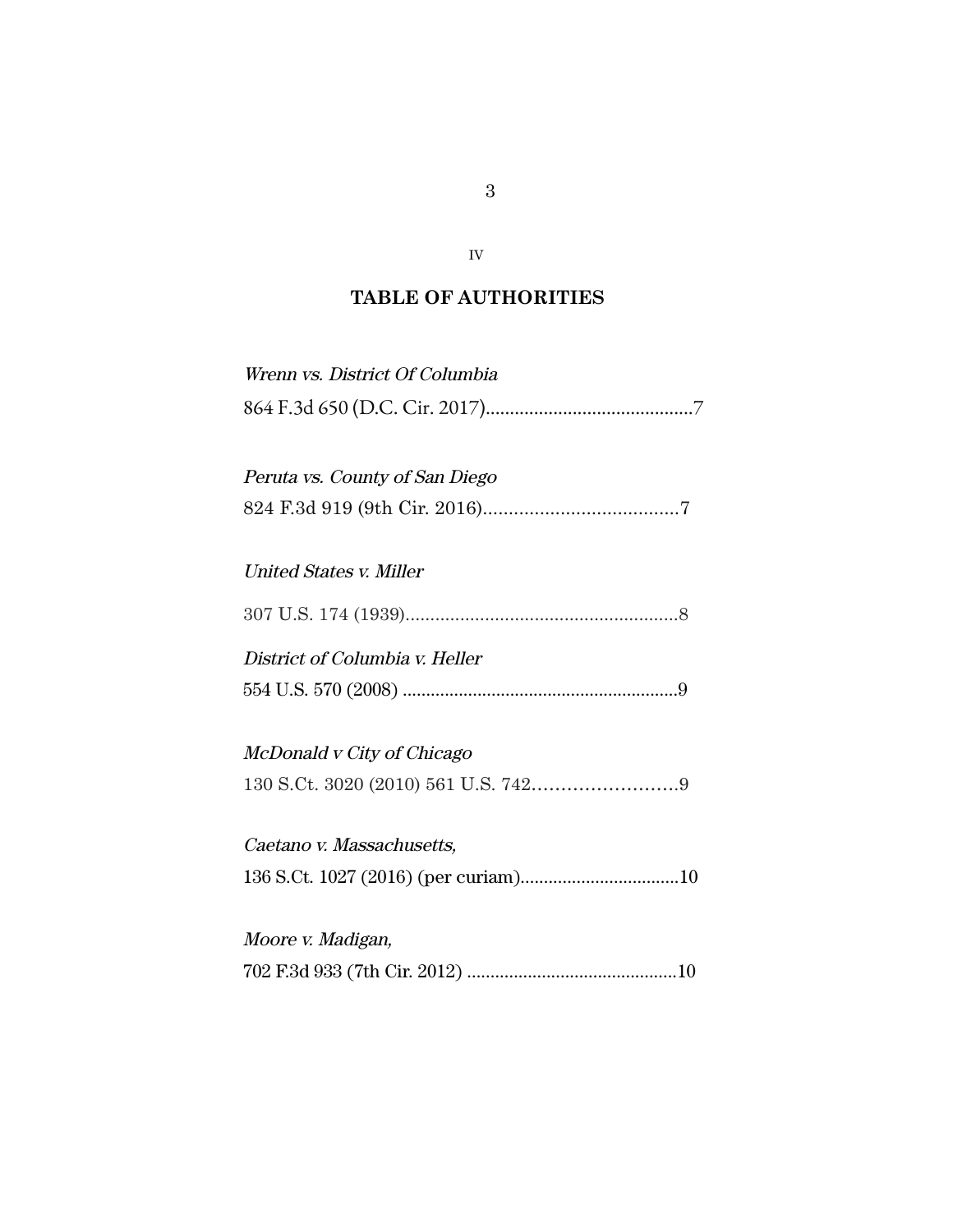## TABLE OF AUTHORITIES

*Wrenn vs. District Of Columbia*
864 F.3d 650 (D.C. Cir. 2017)...........................................7

*Peruta vs. County of San Diego*
824 F.3d 919 (9th Cir. 2016)......................................7

*United States v. Miller*
307 U.S. 174 (1939).......................................................8

*District of Columbia v. Heller*
554 U.S. 570 (2008) ..........................................................9

*McDonald v City of Chicago*
130 S.Ct. 3020 (2010) 561 U.S. 742………………………9

*Caetano v. Massachusetts,*
136 S.Ct. 1027 (2016) (per curiam)..................................10

*Moore v. Madigan,*
702 F.3d 933 (7th Cir. 2012) .............................................10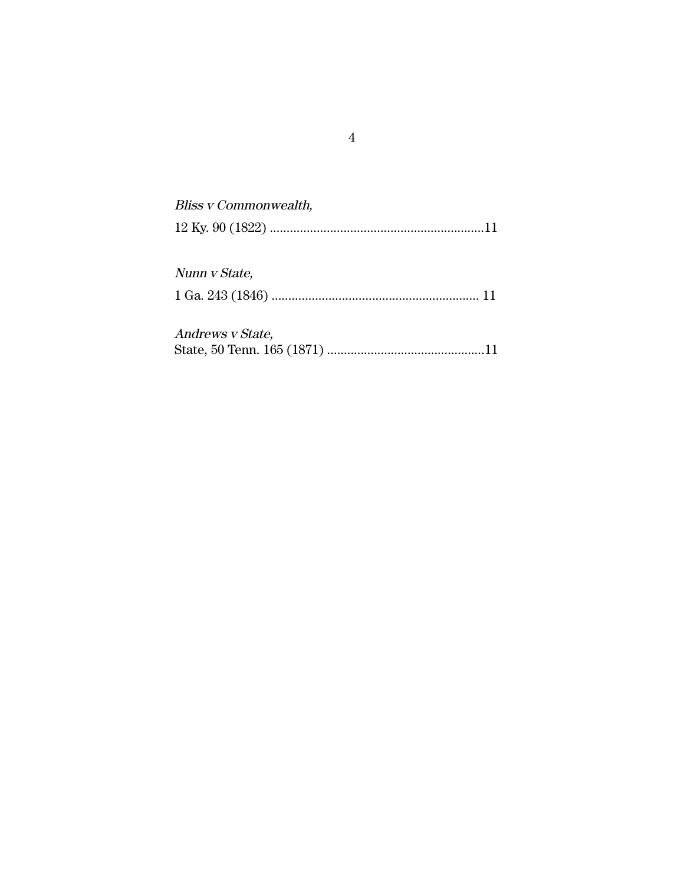*Bliss v Commonwealth,*
12 Ky. 90 (1822) ................................................................11

*Nunn v State,*
1 Ga. 243 (1846) ............................................................. 11

*Andrews v State,*
State, 50 Tenn. 165 (1871) ...............................................11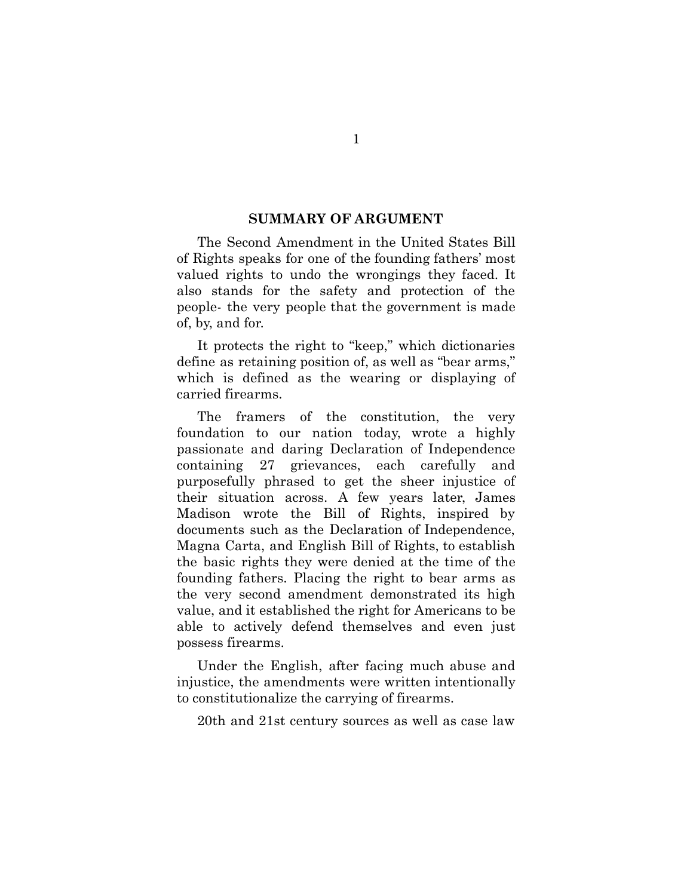## SUMMARY OF ARGUMENT

The Second Amendment in the United States Bill of Rights speaks for one of the founding fathers' most valued rights to undo the wrongings they faced. It also stands for the safety and protection of the people- the very people that the government is made of, by, and for.

It protects the right to "keep," which dictionaries define as retaining position of, as well as "bear arms," which is defined as the wearing or displaying of carried firearms.

The framers of the constitution, the very foundation to our nation today, wrote a highly passionate and daring Declaration of Independence containing 27 grievances, each carefully and purposefully phrased to get the sheer injustice of their situation across. A few years later, James Madison wrote the Bill of Rights, inspired by documents such as the Declaration of Independence, Magna Carta, and English Bill of Rights, to establish the basic rights they were denied at the time of the founding fathers. Placing the right to bear arms as the very second amendment demonstrated its high value, and it established the right for Americans to be able to actively defend themselves and even just possess firearms.

Under the English, after facing much abuse and injustice, the amendments were written intentionally to constitutionalize the carrying of firearms.

20th and 21st century sources as well as case law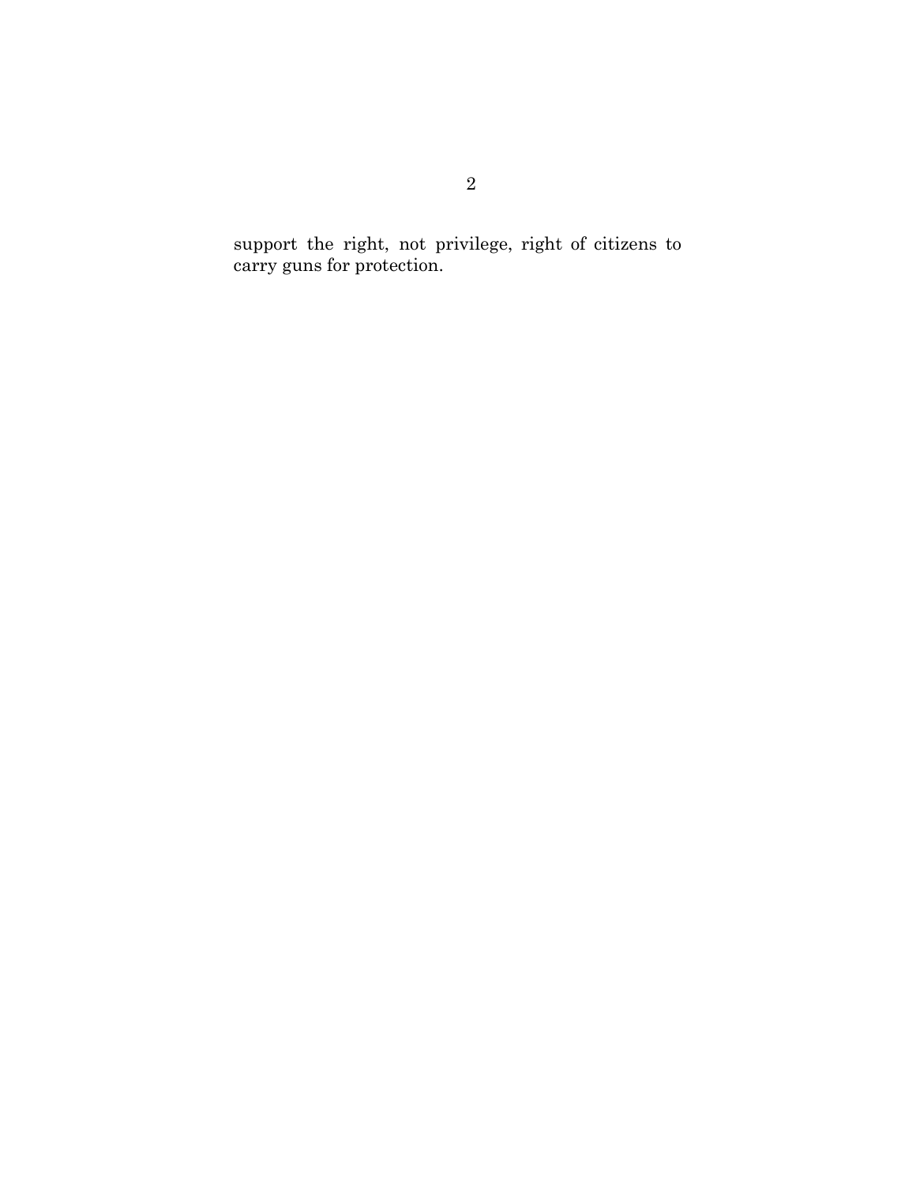support the right, not privilege, right of citizens to carry guns for protection.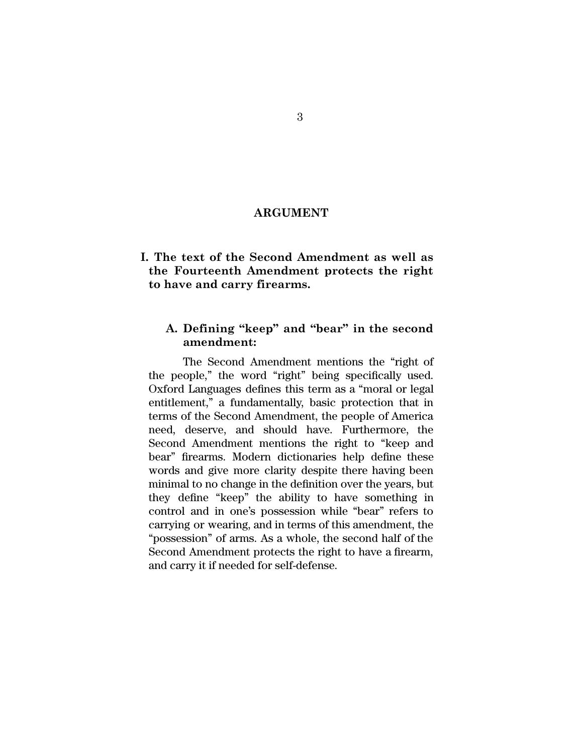# ARGUMENT

## I. The text of the Second Amendment as well as the Fourteenth Amendment protects the right to have and carry firearms.

### A. Defining "keep" and "bear" in the second amendment:

The Second Amendment mentions the "right of the people," the word "right" being specifically used. Oxford Languages defines this term as a "moral or legal entitlement," a fundamentally, basic protection that in terms of the Second Amendment, the people of America need, deserve, and should have. Furthermore, the Second Amendment mentions the right to "keep and bear" firearms. Modern dictionaries help define these words and give more clarity despite there having been minimal to no change in the definition over the years, but they define "keep" the ability to have something in control and in one's possession while "bear" refers to carrying or wearing, and in terms of this amendment, the "possession" of arms. As a whole, the second half of the Second Amendment protects the right to have a firearm, and carry it if needed for self-defense.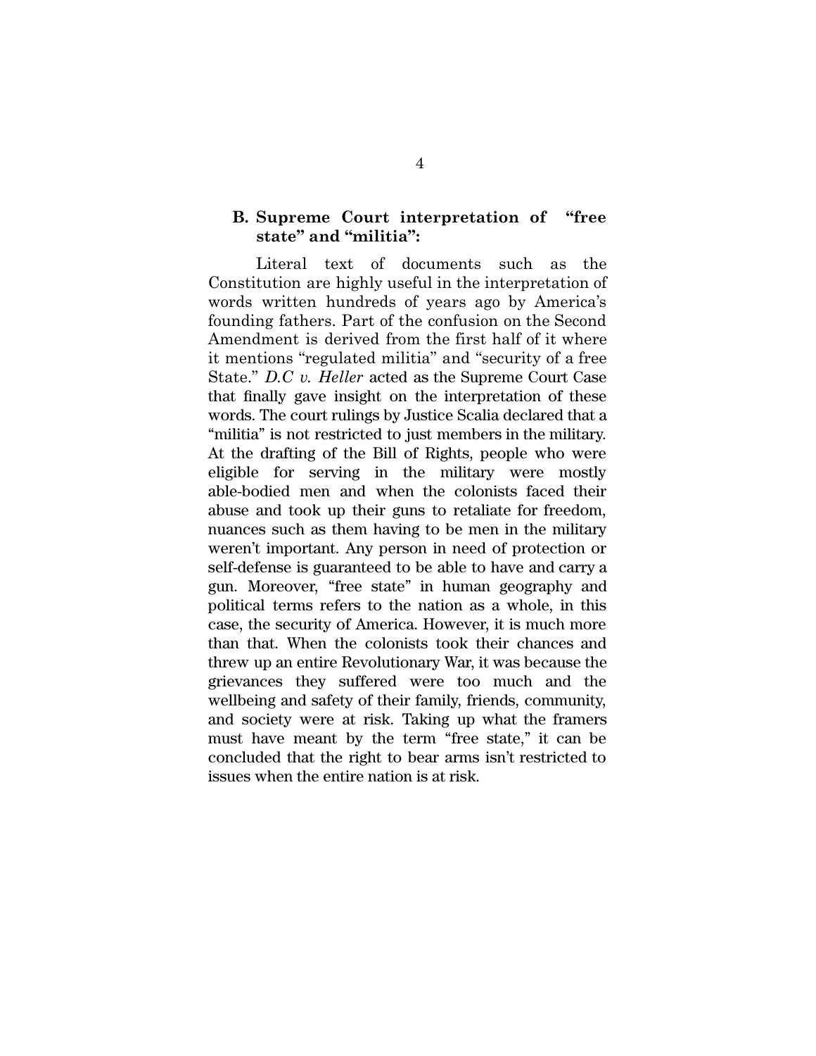### B. Supreme Court interpretation of "free state" and "militia":

Literal text of documents such as the Constitution are highly useful in the interpretation of words written hundreds of years ago by America's founding fathers. Part of the confusion on the Second Amendment is derived from the first half of it where it mentions "regulated militia" and "security of a free State." *D.C v. Heller* acted as the Supreme Court Case that finally gave insight on the interpretation of these words. The court rulings by Justice Scalia declared that a "militia" is not restricted to just members in the military. At the drafting of the Bill of Rights, people who were eligible for serving in the military were mostly able-bodied men and when the colonists faced their abuse and took up their guns to retaliate for freedom, nuances such as them having to be men in the military weren't important. Any person in need of protection or self-defense is guaranteed to be able to have and carry a gun. Moreover, "free state" in human geography and political terms refers to the nation as a whole, in this case, the security of America. However, it is much more than that. When the colonists took their chances and threw up an entire Revolutionary War, it was because the grievances they suffered were too much and the wellbeing and safety of their family, friends, community, and society were at risk. Taking up what the framers must have meant by the term "free state," it can be concluded that the right to bear arms isn't restricted to issues when the entire nation is at risk.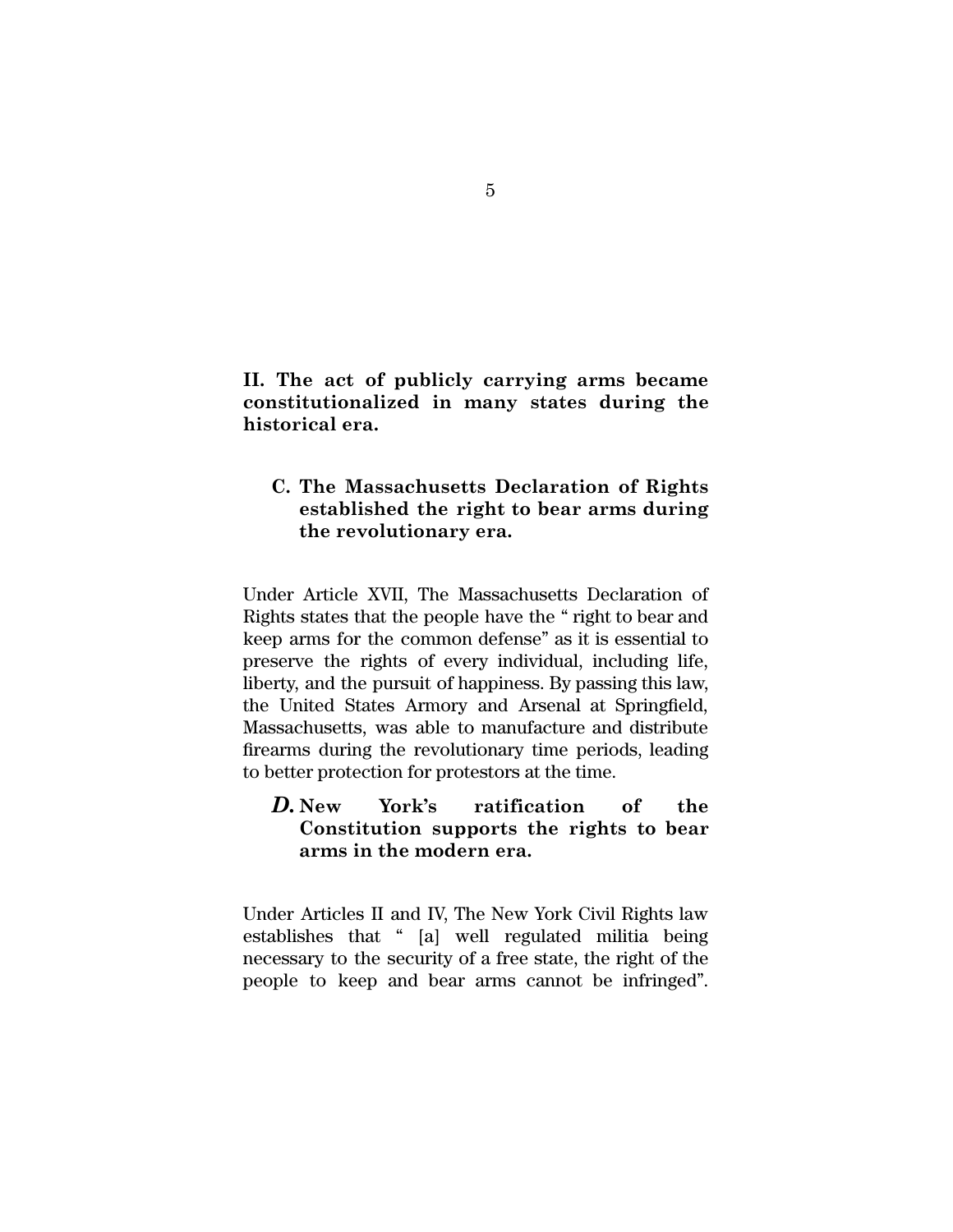## II. The act of publicly carrying arms became constitutionalized in many states during the historical era.

### C. The Massachusetts Declaration of Rights established the right to bear arms during the revolutionary era.

Under Article XVII, The Massachusetts Declaration of Rights states that the people have the " right to bear and keep arms for the common defense" as it is essential to preserve the rights of every individual, including life, liberty, and the pursuit of happiness. By passing this law, the United States Armory and Arsenal at Springfield, Massachusetts, was able to manufacture and distribute firearms during the revolutionary time periods, leading to better protection for protestors at the time.

### *D.* New York's ratification of the Constitution supports the rights to bear arms in the modern era.

Under Articles II and IV, The New York Civil Rights law establishes that " [a] well regulated militia being necessary to the security of a free state, the right of the people to keep and bear arms cannot be infringed".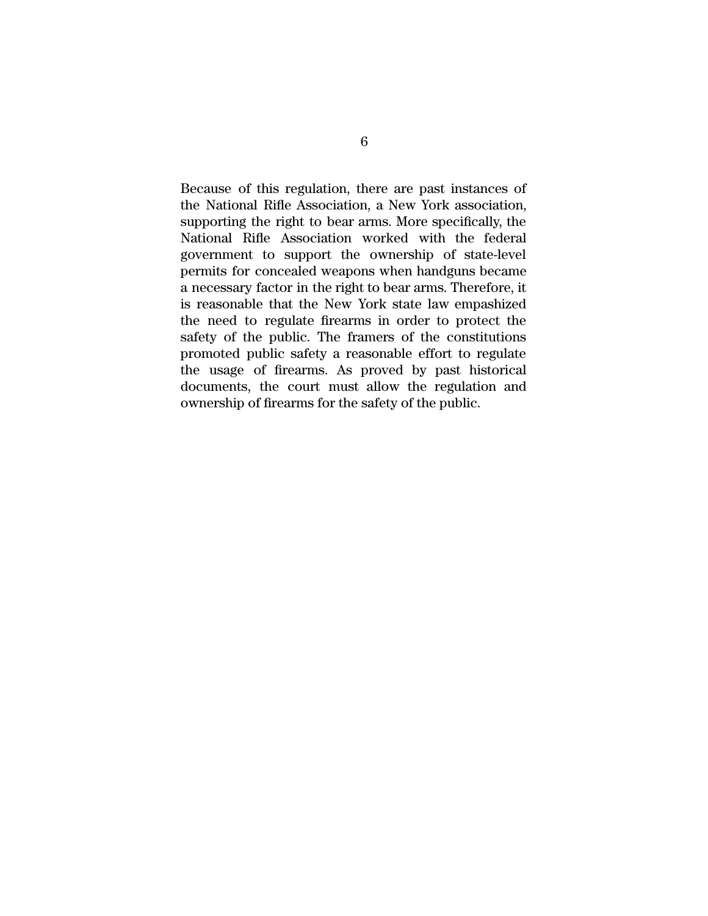Because of this regulation, there are past instances of the National Rifle Association, a New York association, supporting the right to bear arms. More specifically, the National Rifle Association worked with the federal government to support the ownership of state-level permits for concealed weapons when handguns became a necessary factor in the right to bear arms. Therefore, it is reasonable that the New York state law empashized the need to regulate firearms in order to protect the safety of the public. The framers of the constitutions promoted public safety a reasonable effort to regulate the usage of firearms. As proved by past historical documents, the court must allow the regulation and ownership of firearms for the safety of the public.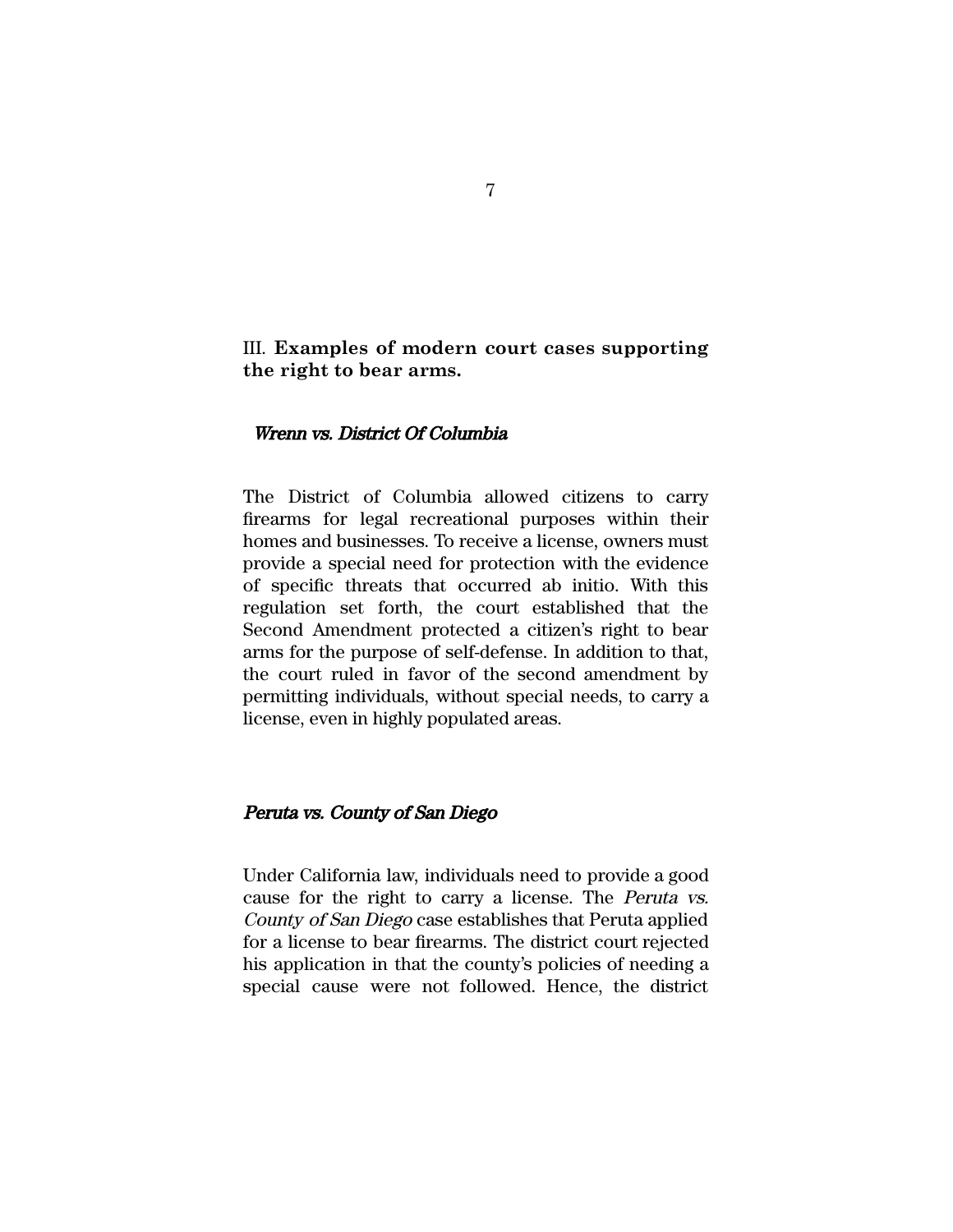## III. **Examples of modern court cases supporting the right to bear arms.**

### *Wrenn vs. District Of Columbia*

The District of Columbia allowed citizens to carry firearms for legal recreational purposes within their homes and businesses. To receive a license, owners must provide a special need for protection with the evidence of specific threats that occurred ab initio. With this regulation set forth, the court established that the Second Amendment protected a citizen's right to bear arms for the purpose of self-defense. In addition to that, the court ruled in favor of the second amendment by permitting individuals, without special needs, to carry a license, even in highly populated areas.

### *Peruta vs. County of San Diego*

Under California law, individuals need to provide a good cause for the right to carry a license. The *Peruta vs. County of San Diego* case establishes that Peruta applied for a license to bear firearms. The district court rejected his application in that the county's policies of needing a special cause were not followed. Hence, the district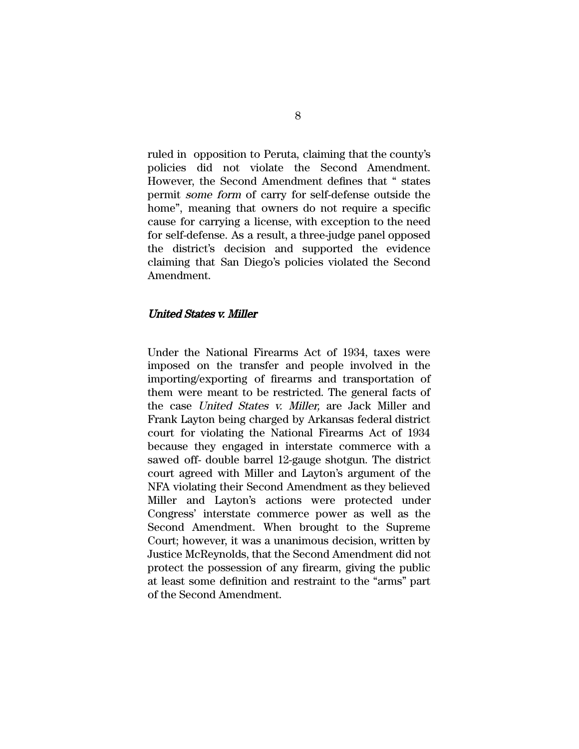ruled in opposition to Peruta, claiming that the county's policies did not violate the Second Amendment. However, the Second Amendment defines that " states permit *some form* of carry for self-defense outside the home", meaning that owners do not require a specific cause for carrying a license, with exception to the need for self-defense. As a result, a three-judge panel opposed the district's decision and supported the evidence claiming that San Diego's policies violated the Second Amendment.

### *United States v. Miller*

Under the National Firearms Act of 1934, taxes were imposed on the transfer and people involved in the importing/exporting of firearms and transportation of them were meant to be restricted. The general facts of the case *United States v. Miller,* are Jack Miller and Frank Layton being charged by Arkansas federal district court for violating the National Firearms Act of 1934 because they engaged in interstate commerce with a sawed off- double barrel 12-gauge shotgun. The district court agreed with Miller and Layton's argument of the NFA violating their Second Amendment as they believed Miller and Layton's actions were protected under Congress' interstate commerce power as well as the Second Amendment. When brought to the Supreme Court; however, it was a unanimous decision, written by Justice McReynolds, that the Second Amendment did not protect the possession of any firearm, giving the public at least some definition and restraint to the "arms" part of the Second Amendment.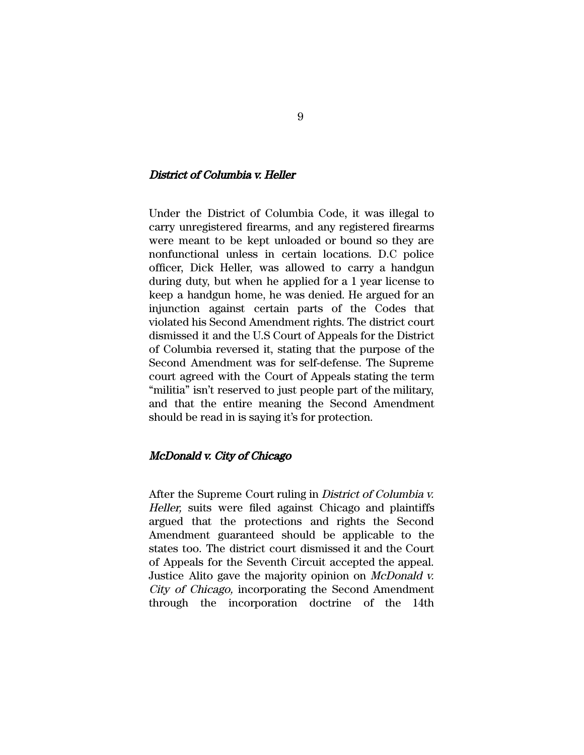### *District of Columbia v. Heller*

Under the District of Columbia Code, it was illegal to carry unregistered firearms, and any registered firearms were meant to be kept unloaded or bound so they are nonfunctional unless in certain locations. D.C police officer, Dick Heller, was allowed to carry a handgun during duty, but when he applied for a 1 year license to keep a handgun home, he was denied. He argued for an injunction against certain parts of the Codes that violated his Second Amendment rights. The district court dismissed it and the U.S Court of Appeals for the District of Columbia reversed it, stating that the purpose of the Second Amendment was for self-defense. The Supreme court agreed with the Court of Appeals stating the term "militia" isn't reserved to just people part of the military, and that the entire meaning the Second Amendment should be read in is saying it's for protection.

### *McDonald v. City of Chicago*

After the Supreme Court ruling in *District of Columbia v. Heller,* suits were filed against Chicago and plaintiffs argued that the protections and rights the Second Amendment guaranteed should be applicable to the states too. The district court dismissed it and the Court of Appeals for the Seventh Circuit accepted the appeal. Justice Alito gave the majority opinion on *McDonald v. City of Chicago,* incorporating the Second Amendment through the incorporation doctrine of the 14th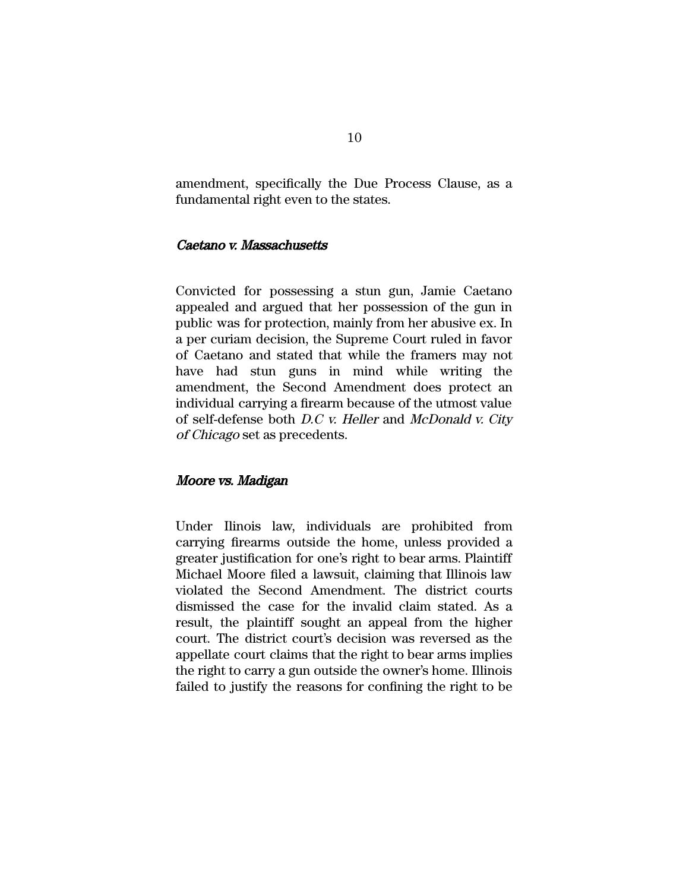amendment, specifically the Due Process Clause, as a fundamental right even to the states.

### *Caetano v. Massachusetts*

Convicted for possessing a stun gun, Jamie Caetano appealed and argued that her possession of the gun in public was for protection, mainly from her abusive ex. In a per curiam decision, the Supreme Court ruled in favor of Caetano and stated that while the framers may not have had stun guns in mind while writing the amendment, the Second Amendment does protect an individual carrying a firearm because of the utmost value of self-defense both *D.C v. Heller* and *McDonald v. City of Chicago* set as precedents.

### *Moore vs. Madigan*

Under Ilinois law, individuals are prohibited from carrying firearms outside the home, unless provided a greater justification for one's right to bear arms. Plaintiff Michael Moore filed a lawsuit, claiming that Illinois law violated the Second Amendment. The district courts dismissed the case for the invalid claim stated. As a result, the plaintiff sought an appeal from the higher court. The district court's decision was reversed as the appellate court claims that the right to bear arms implies the right to carry a gun outside the owner's home. Illinois failed to justify the reasons for confining the right to be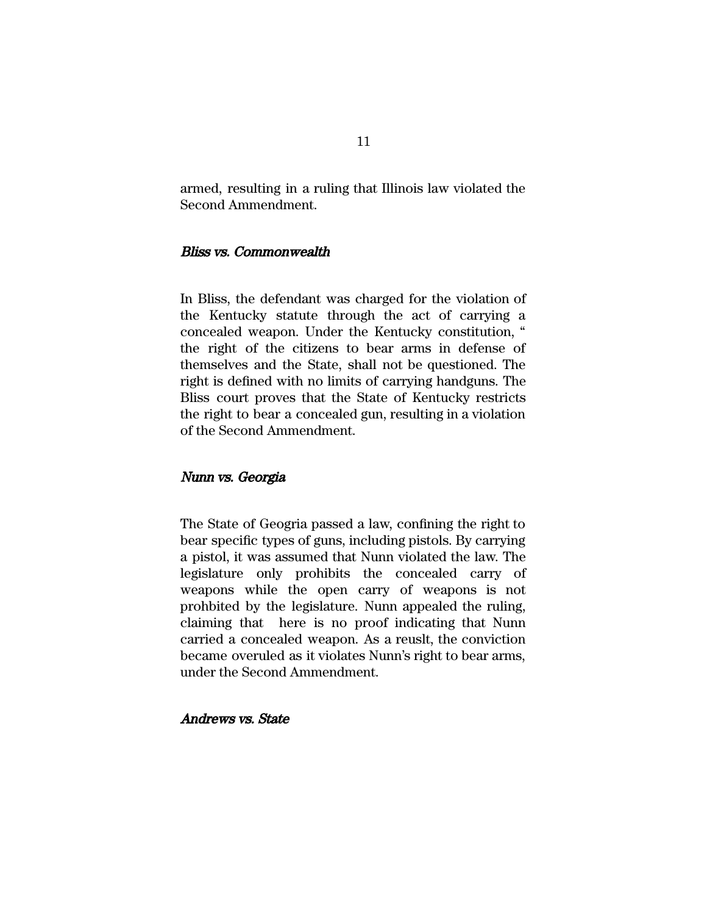armed, resulting in a ruling that Illinois law violated the Second Ammendment.

### *Bliss vs. Commonwealth*

In Bliss, the defendant was charged for the violation of the Kentucky statute through the act of carrying a concealed weapon. Under the Kentucky constitution, " the right of the citizens to bear arms in defense of themselves and the State, shall not be questioned. The right is defined with no limits of carrying handguns. The Bliss court proves that the State of Kentucky restricts the right to bear a concealed gun, resulting in a violation of the Second Ammendment.

### *Nunn vs. Georgia*

The State of Geogria passed a law, confining the right to bear specific types of guns, including pistols. By carrying a pistol, it was assumed that Nunn violated the law. The legislature only prohibits the concealed carry of weapons while the open carry of weapons is not prohbited by the legislature. Nunn appealed the ruling, claiming that here is no proof indicating that Nunn carried a concealed weapon. As a reuslt, the conviction became overuled as it violates Nunn's right to bear arms, under the Second Ammendment.

### *Andrews vs. State*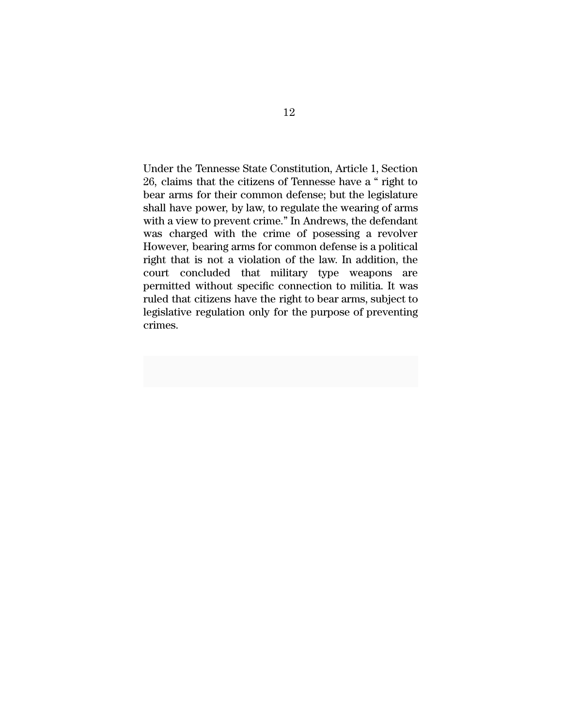Under the Tennesse State Constitution, Article 1, Section 26, claims that the citizens of Tennesse have a “ right to bear arms for their common defense; but the legislature shall have power, by law, to regulate the wearing of arms with a view to prevent crime.” In Andrews, the defendant was charged with the crime of posessing a revolver However, bearing arms for common defense is a political right that is not a violation of the law. In addition, the court concluded that military type weapons are permitted without specific connection to militia. It was ruled that citizens have the right to bear arms, subject to legislative regulation only for the purpose of preventing crimes.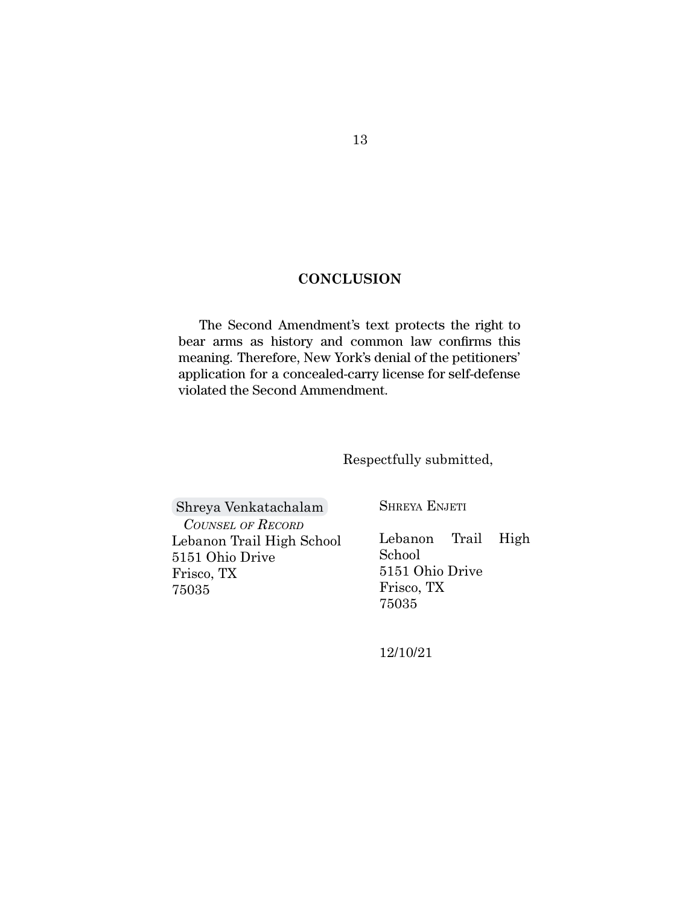## CONCLUSION

The Second Amendment's text protects the right to bear arms as history and common law confirms this meaning. Therefore, New York's denial of the petitioners' application for a concealed-carry license for self-defense violated the Second Ammendment.

Respectfully submitted,

Shreya Venkatachalam
*COUNSEL OF RECORD*
Lebanon Trail High School
5151 Ohio Drive
Frisco, TX
75035

SHREYA ENJETI

Lebanon Trail High School
5151 Ohio Drive
Frisco, TX
75035

12/10/21